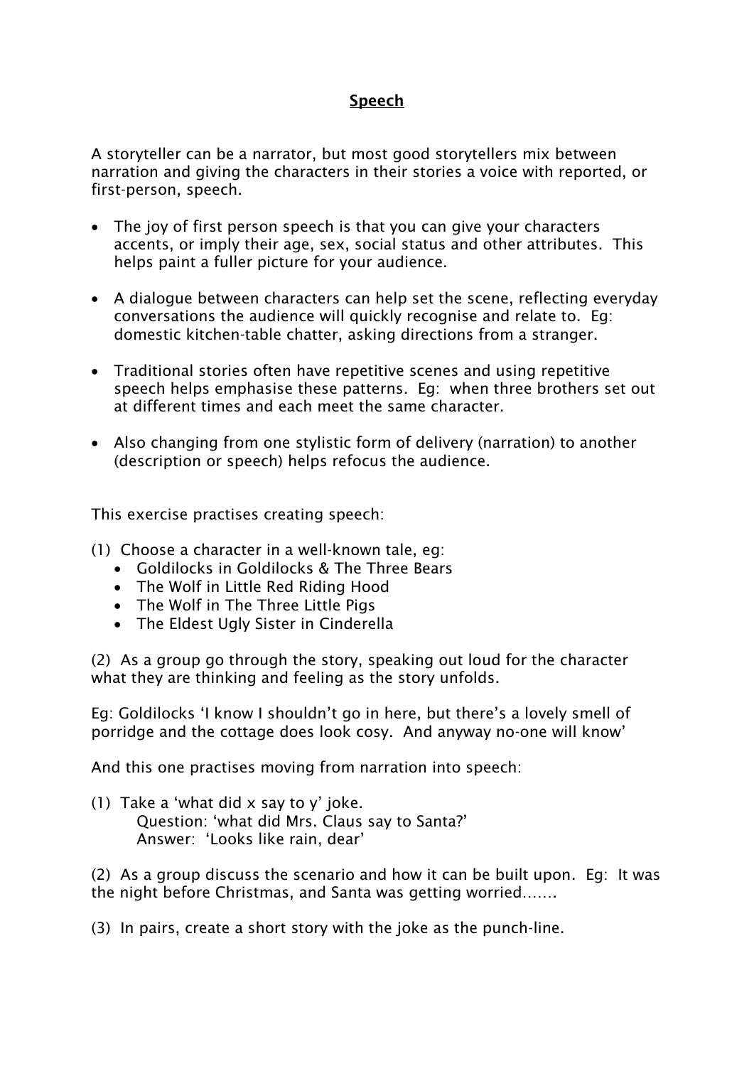# Speech

A storyteller can be a narrator, but most good storytellers mix between narration and giving the characters in their stories a voice with reported, or first-person, speech.

- The joy of first person speech is that you can give your characters accents, or imply their age, sex, social status and other attributes. This helps paint a fuller picture for your audience.
- A dialogue between characters can help set the scene, reflecting everyday conversations the audience will quickly recognise and relate to. Eg: domestic kitchen-table chatter, asking directions from a stranger.
- Traditional stories often have repetitive scenes and using repetitive speech helps emphasise these patterns. Eg: when three brothers set out at different times and each meet the same character.
- Also changing from one stylistic form of delivery (narration) to another (description or speech) helps refocus the audience.

This exercise practises creating speech:

(1) Choose a character in a well-known tale, eg:

- Goldilocks in Goldilocks & The Three Bears
- The Wolf in Little Red Riding Hood
- The Wolf in The Three Little Pigs
- The Eldest Ugly Sister in Cinderella

(2) As a group go through the story, speaking out loud for the character what they are thinking and feeling as the story unfolds.

Eg: Goldilocks 'I know I shouldn't go in here, but there's a lovely smell of porridge and the cottage does look cosy. And anyway no-one will know'

And this one practises moving from narration into speech:

(1) Take a 'what did x say to y' joke.
Question: 'what did Mrs. Claus say to Santa?'
Answer: 'Looks like rain, dear'

(2) As a group discuss the scenario and how it can be built upon. Eg: It was the night before Christmas, and Santa was getting worried…….

(3) In pairs, create a short story with the joke as the punch-line.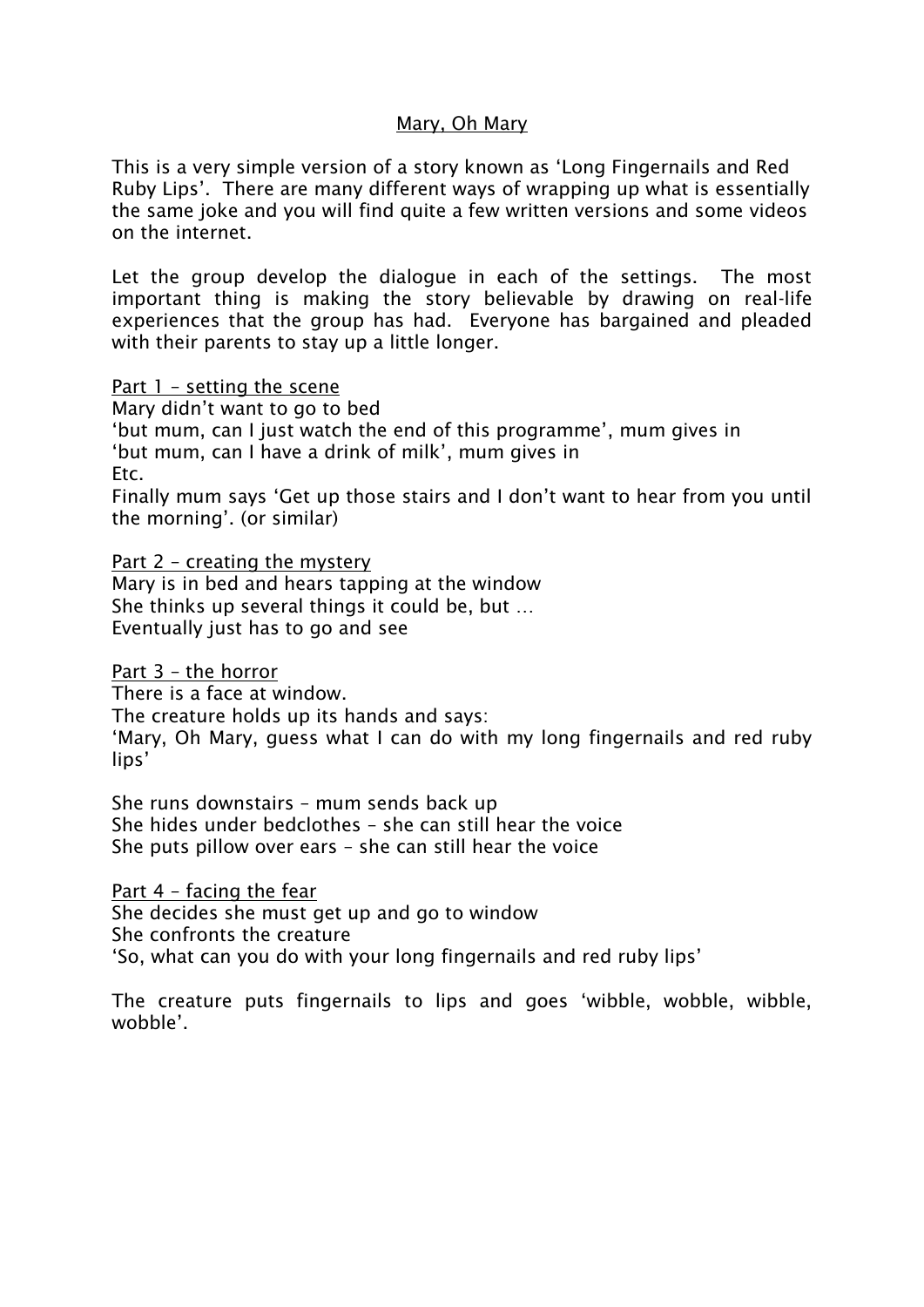# Mary, Oh Mary

This is a very simple version of a story known as 'Long Fingernails and Red Ruby Lips'. There are many different ways of wrapping up what is essentially the same joke and you will find quite a few written versions and some videos on the internet.

Let the group develop the dialogue in each of the settings. The most important thing is making the story believable by drawing on real-life experiences that the group has had. Everyone has bargained and pleaded with their parents to stay up a little longer.

## Part 1 – setting the scene

Mary didn't want to go to bed
'but mum, can I just watch the end of this programme', mum gives in
'but mum, can I have a drink of milk', mum gives in
Etc.
Finally mum says 'Get up those stairs and I don't want to hear from you until the morning'. (or similar)

## Part 2 – creating the mystery

Mary is in bed and hears tapping at the window
She thinks up several things it could be, but …
Eventually just has to go and see

## Part 3 – the horror

There is a face at window.
The creature holds up its hands and says:
'Mary, Oh Mary, guess what I can do with my long fingernails and red ruby lips'

She runs downstairs – mum sends back up
She hides under bedclothes – she can still hear the voice
She puts pillow over ears – she can still hear the voice

## Part 4 – facing the fear

She decides she must get up and go to window
She confronts the creature
'So, what can you do with your long fingernails and red ruby lips'

The creature puts fingernails to lips and goes 'wibble, wobble, wibble, wobble'.